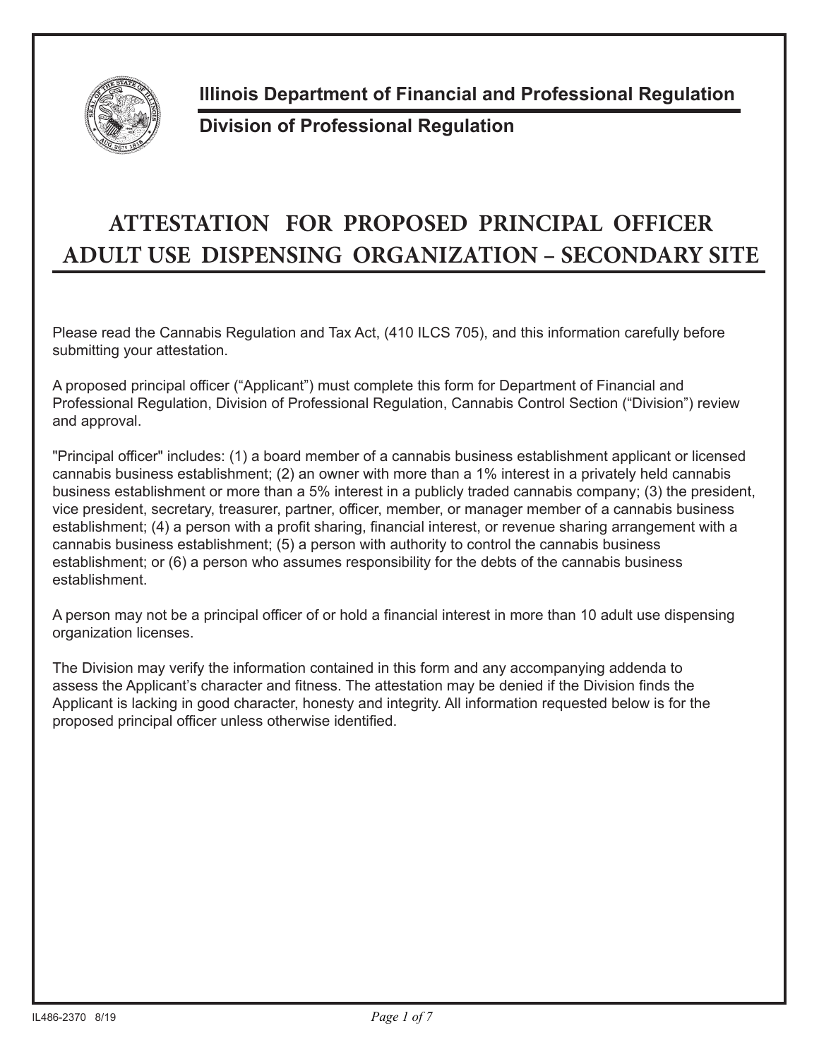**Illinois Department of Financial and Professional Regulation**

**Division of Professional Regulation**

# ATTESTATION FOR PROPOSED PRINCIPAL OFFICER ADULT USE DISPENSING ORGANIZATION – SECONDARY SITE

Please read the Cannabis Regulation and Tax Act, (410 ILCS 705), and this information carefully before submitting your attestation.

A proposed principal officer ("Applicant") must complete this form for Department of Financial and Professional Regulation, Division of Professional Regulation, Cannabis Control Section ("Division") review and approval.

"Principal officer" includes: (1) a board member of a cannabis business establishment applicant or licensed cannabis business establishment; (2) an owner with more than a 1% interest in a privately held cannabis business establishment or more than a 5% interest in a publicly traded cannabis company; (3) the president, vice president, secretary, treasurer, partner, officer, member, or manager member of a cannabis business establishment; (4) a person with a profit sharing, financial interest, or revenue sharing arrangement with a cannabis business establishment; (5) a person with authority to control the cannabis business establishment; or (6) a person who assumes responsibility for the debts of the cannabis business establishment.

A person may not be a principal officer of or hold a financial interest in more than 10 adult use dispensing organization licenses.

The Division may verify the information contained in this form and any accompanying addenda to assess the Applicant's character and fitness. The attestation may be denied if the Division finds the Applicant is lacking in good character, honesty and integrity. All information requested below is for the proposed principal officer unless otherwise identified.

IL486-2370 8/19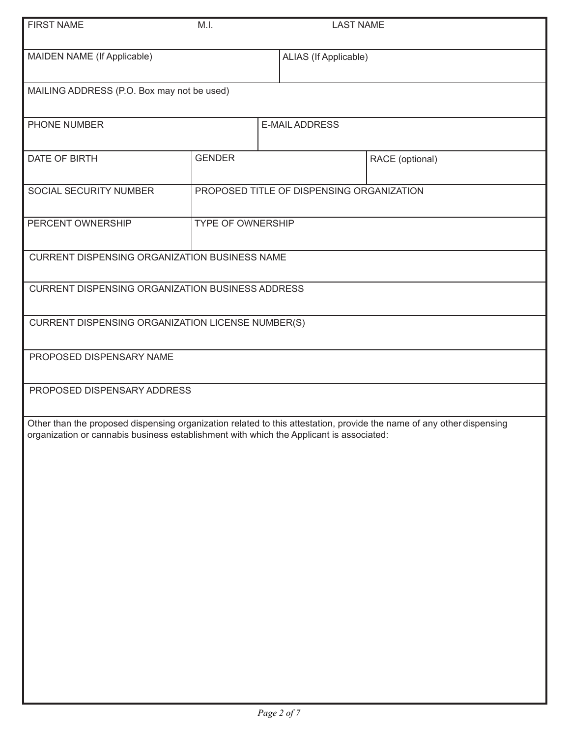| FIRST NAME | M.I. | LAST NAME |
|---|---|---|
| | | |

| MAIDEN NAME (If Applicable) | ALIAS (If Applicable) |
|---|---|
| | |

| MAILING ADDRESS (P.O. Box may not be used) |
|---|
| |

| PHONE NUMBER | E-MAIL ADDRESS |
|---|---|
| | |

| DATE OF BIRTH | GENDER | RACE (optional) |
|---|---|---|
| | | |

| SOCIAL SECURITY NUMBER | PROPOSED TITLE OF DISPENSING ORGANIZATION |
|---|---|
| | |

| PERCENT OWNERSHIP | TYPE OF OWNERSHIP |
|---|---|
| | |

| CURRENT DISPENSING ORGANIZATION BUSINESS NAME |
|---|
| |

| CURRENT DISPENSING ORGANIZATION BUSINESS ADDRESS |
|---|
| |

| CURRENT DISPENSING ORGANIZATION LICENSE NUMBER(S) |
|---|
| |

| PROPOSED DISPENSARY NAME |
|---|
| |

| PROPOSED DISPENSARY ADDRESS |
|---|
| |

Other than the proposed dispensing organization related to this attestation, provide the name of any other dispensing organization or cannabis business establishment with which the Applicant is associated: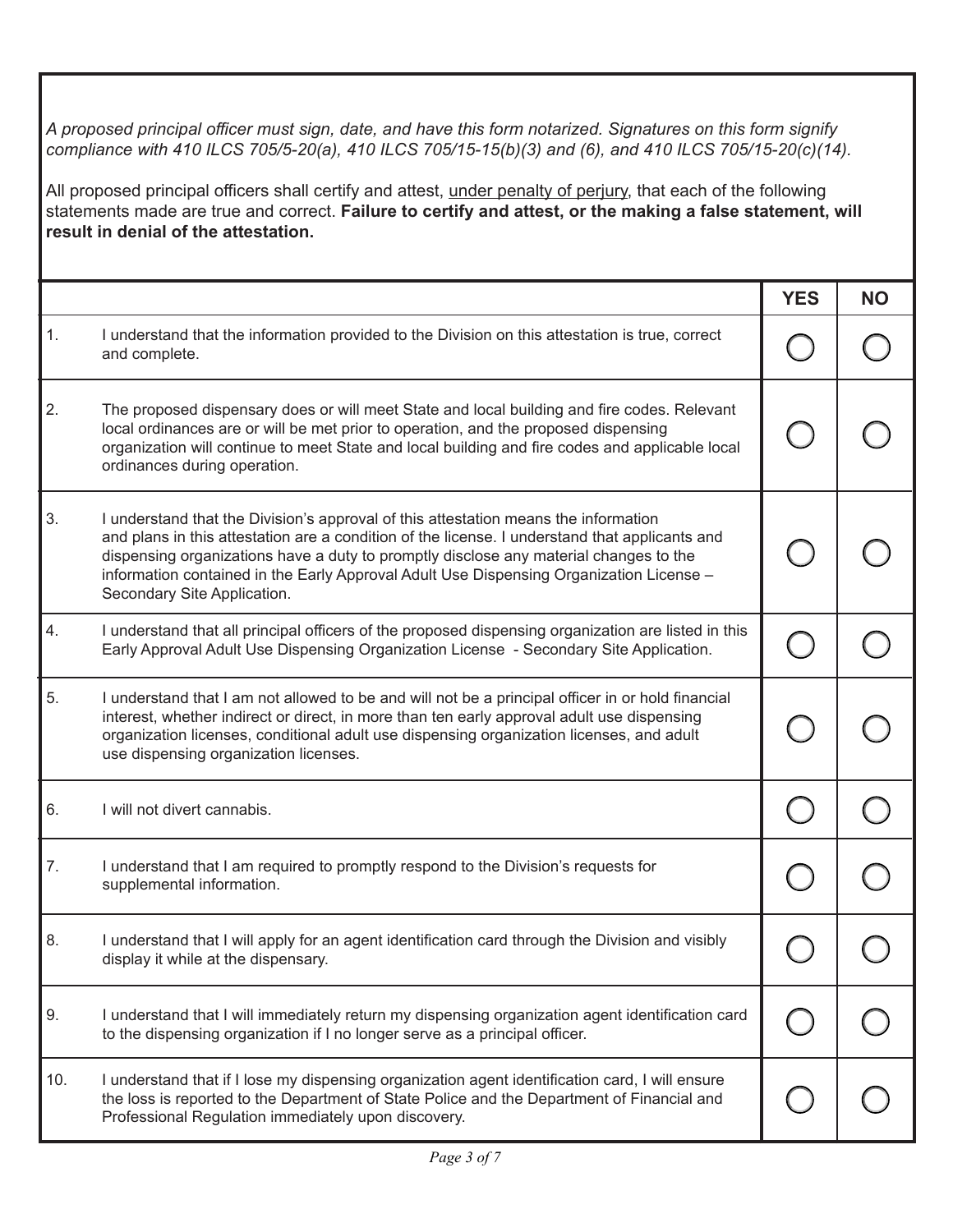*A proposed principal officer must sign, date, and have this form notarized. Signatures on this form signify compliance with 410 ILCS 705/5-20(a), 410 ILCS 705/15-15(b)(3) and (6), and 410 ILCS 705/15-20(c)(14).*

All proposed principal officers shall certify and attest, under penalty of perjury, that each of the following statements made are true and correct. **Failure to certify and attest, or the making a false statement, will result in denial of the attestation.**

| | | YES | NO |
|---|---|---|---|
| 1. | I understand that the information provided to the Division on this attestation is true, correct and complete. | ◯ | ◯ |
| 2. | The proposed dispensary does or will meet State and local building and fire codes. Relevant local ordinances are or will be met prior to operation, and the proposed dispensing organization will continue to meet State and local building and fire codes and applicable local ordinances during operation. | ◯ | ◯ |
| 3. | I understand that the Division's approval of this attestation means the information and plans in this attestation are a condition of the license. I understand that applicants and dispensing organizations have a duty to promptly disclose any material changes to the information contained in the Early Approval Adult Use Dispensing Organization License – Secondary Site Application. | ◯ | ◯ |
| 4. | I understand that all principal officers of the proposed dispensing organization are listed in this Early Approval Adult Use Dispensing Organization License - Secondary Site Application. | ◯ | ◯ |
| 5. | I understand that I am not allowed to be and will not be a principal officer in or hold financial interest, whether indirect or direct, in more than ten early approval adult use dispensing organization licenses, conditional adult use dispensing organization licenses, and adult use dispensing organization licenses. | ◯ | ◯ |
| 6. | I will not divert cannabis. | ◯ | ◯ |
| 7. | I understand that I am required to promptly respond to the Division's requests for supplemental information. | ◯ | ◯ |
| 8. | I understand that I will apply for an agent identification card through the Division and visibly display it while at the dispensary. | ◯ | ◯ |
| 9. | I understand that I will immediately return my dispensing organization agent identification card to the dispensing organization if I no longer serve as a principal officer. | ◯ | ◯ |
| 10. | I understand that if I lose my dispensing organization agent identification card, I will ensure the loss is reported to the Department of State Police and the Department of Financial and Professional Regulation immediately upon discovery. | ◯ | ◯ |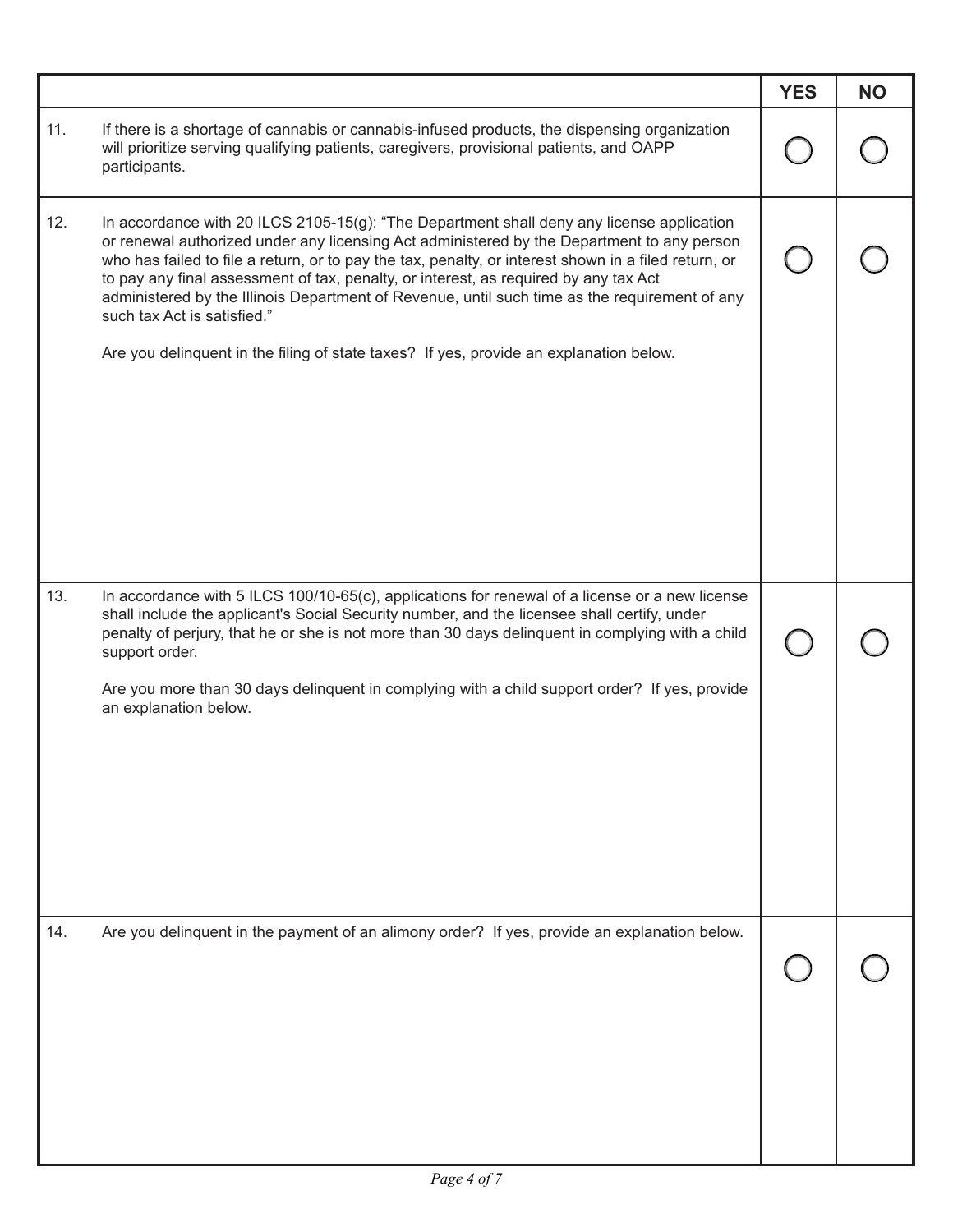| | | YES | NO |
|---|---|---|---|
| 11. | If there is a shortage of cannabis or cannabis-infused products, the dispensing organization will prioritize serving qualifying patients, caregivers, provisional patients, and OAPP participants. | ◯ | ◯ |
| 12. | In accordance with 20 ILCS 2105-15(g): "The Department shall deny any license application or renewal authorized under any licensing Act administered by the Department to any person who has failed to file a return, or to pay the tax, penalty, or interest shown in a filed return, or to pay any final assessment of tax, penalty, or interest, as required by any tax Act administered by the Illinois Department of Revenue, until such time as the requirement of any such tax Act is satisfied."<br><br>Are you delinquent in the filing of state taxes? If yes, provide an explanation below. | ◯ | ◯ |
| 13. | In accordance with 5 ILCS 100/10-65(c), applications for renewal of a license or a new license shall include the applicant's Social Security number, and the licensee shall certify, under penalty of perjury, that he or she is not more than 30 days delinquent in complying with a child support order.<br><br>Are you more than 30 days delinquent in complying with a child support order? If yes, provide an explanation below. | ◯ | ◯ |
| 14. | Are you delinquent in the payment of an alimony order? If yes, provide an explanation below. | ◯ | ◯ |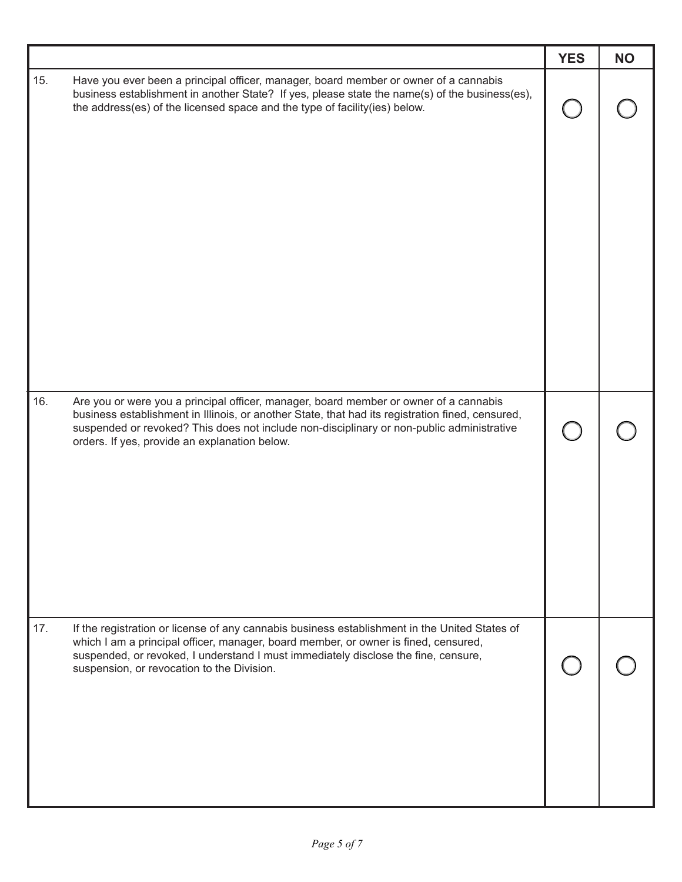| | | YES | NO |
|---|---|---|---|
| 15. | Have you ever been a principal officer, manager, board member or owner of a cannabis business establishment in another State? If yes, please state the name(s) of the business(es), the address(es) of the licensed space and the type of facility(ies) below. | ◯ | ◯ |
| 16. | Are you or were you a principal officer, manager, board member or owner of a cannabis business establishment in Illinois, or another State, that had its registration fined, censured, suspended or revoked? This does not include non-disciplinary or non-public administrative orders. If yes, provide an explanation below. | ◯ | ◯ |
| 17. | If the registration or license of any cannabis business establishment in the United States of which I am a principal officer, manager, board member, or owner is fined, censured, suspended, or revoked, I understand I must immediately disclose the fine, censure, suspension, or revocation to the Division. | ◯ | ◯ |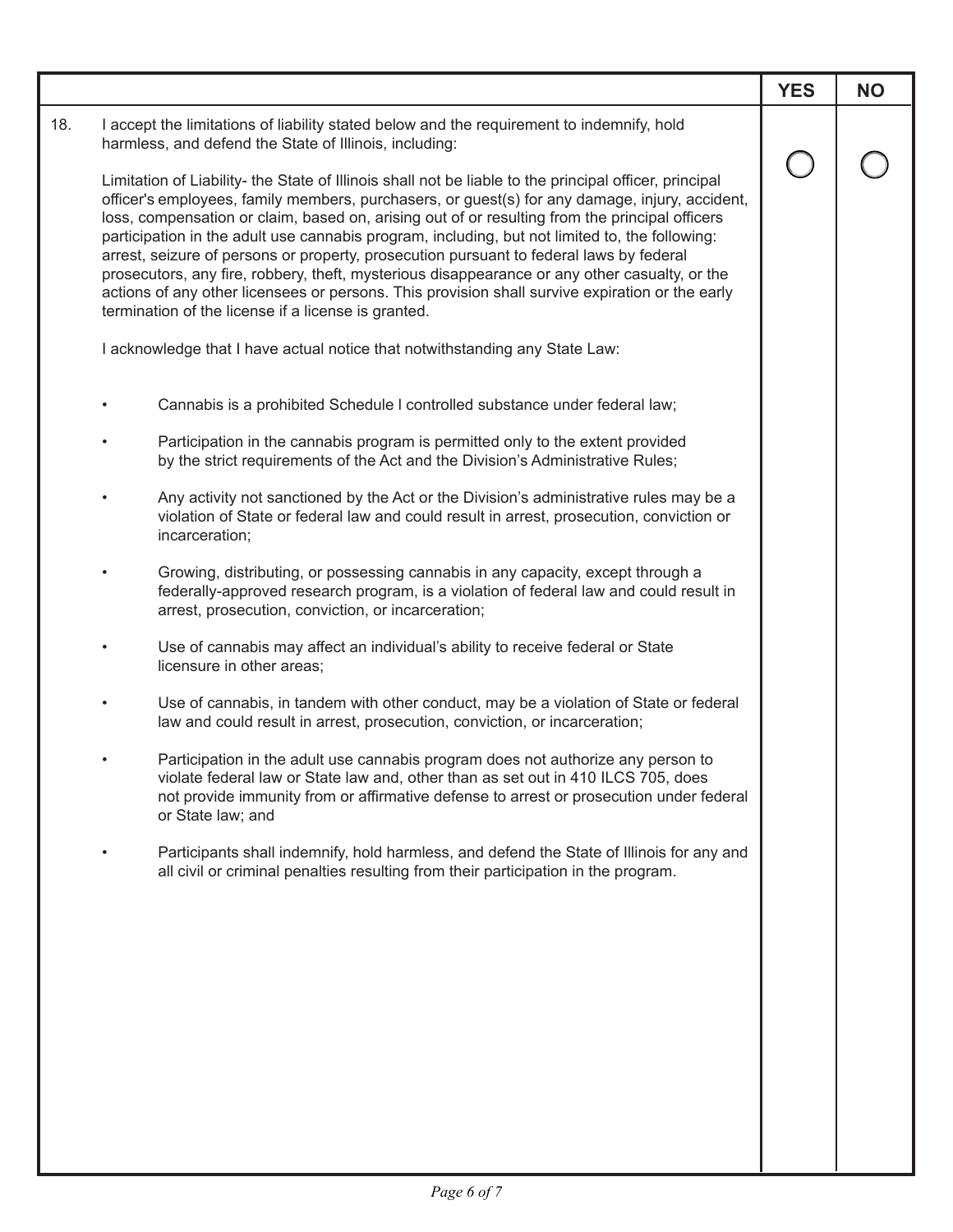| | | YES | NO |
|---|---|---|---|
| 18. | I accept the limitations of liability stated below and the requirement to indemnify, hold harmless, and defend the State of Illinois, including:<br><br>Limitation of Liability- the State of Illinois shall not be liable to the principal officer, principal officer's employees, family members, purchasers, or guest(s) for any damage, injury, accident, loss, compensation or claim, based on, arising out of or resulting from the principal officers participation in the adult use cannabis program, including, but not limited to, the following: arrest, seizure of persons or property, prosecution pursuant to federal laws by federal prosecutors, any fire, robbery, theft, mysterious disappearance or any other casualty, or the actions of any other licensees or persons. This provision shall survive expiration or the early termination of the license if a license is granted.<br><br>I acknowledge that I have actual notice that notwithstanding any State Law:<br><br>• Cannabis is a prohibited Schedule I controlled substance under federal law;<br><br>• Participation in the cannabis program is permitted only to the extent provided by the strict requirements of the Act and the Division's Administrative Rules;<br><br>• Any activity not sanctioned by the Act or the Division's administrative rules may be a violation of State or federal law and could result in arrest, prosecution, conviction or incarceration;<br><br>• Growing, distributing, or possessing cannabis in any capacity, except through a federally-approved research program, is a violation of federal law and could result in arrest, prosecution, conviction, or incarceration;<br><br>• Use of cannabis may affect an individual's ability to receive federal or State licensure in other areas;<br><br>• Use of cannabis, in tandem with other conduct, may be a violation of State or federal law and could result in arrest, prosecution, conviction, or incarceration;<br><br>• Participation in the adult use cannabis program does not authorize any person to violate federal law or State law and, other than as set out in 410 ILCS 705, does not provide immunity from or affirmative defense to arrest or prosecution under federal or State law; and<br><br>• Participants shall indemnify, hold harmless, and defend the State of Illinois for any and all civil or criminal penalties resulting from their participation in the program. | ◯ | ◯ |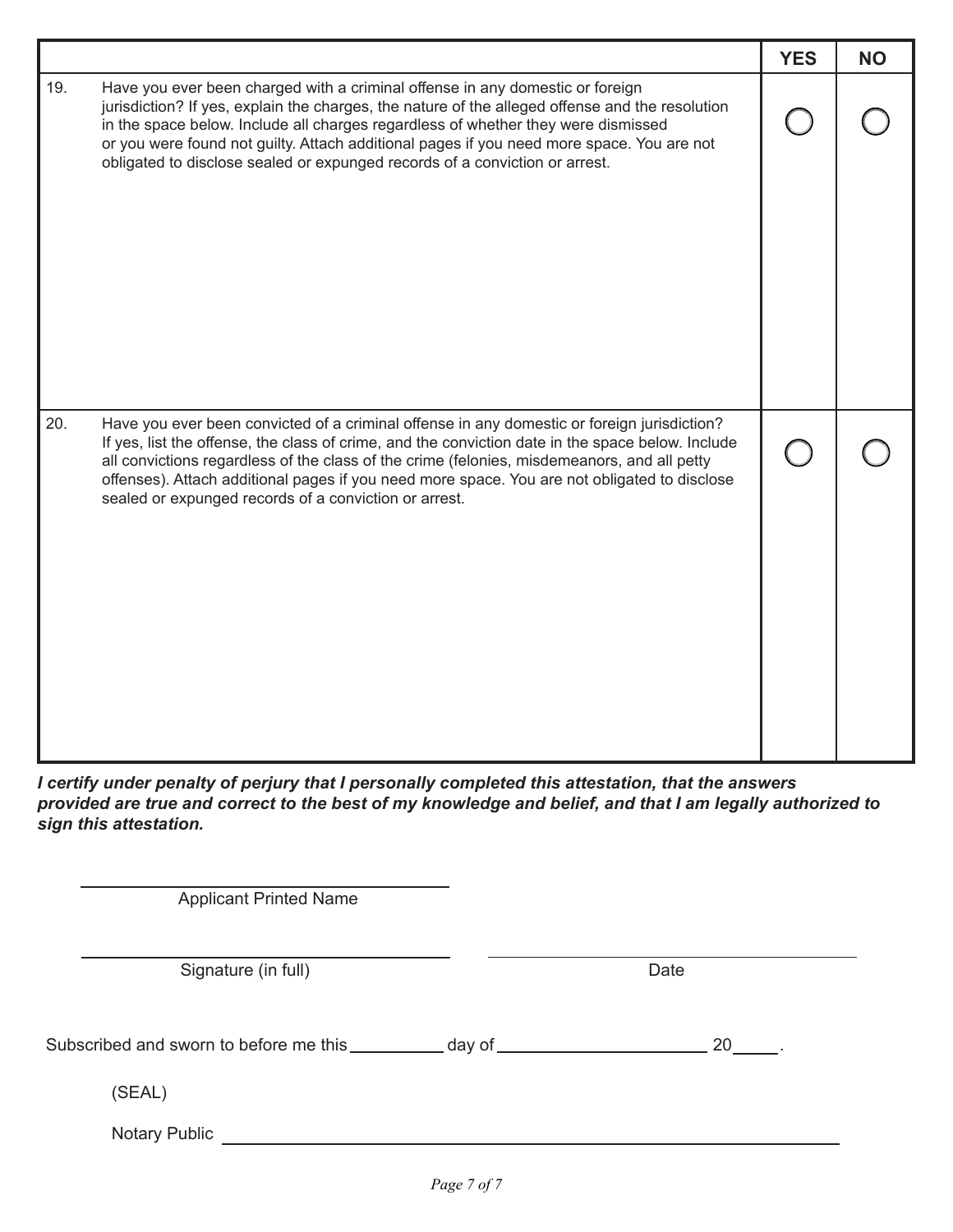| | | YES | NO |
|---|---|---|---|
| 19. | Have you ever been charged with a criminal offense in any domestic or foreign jurisdiction? If yes, explain the charges, the nature of the alleged offense and the resolution in the space below. Include all charges regardless of whether they were dismissed or you were found not guilty. Attach additional pages if you need more space. You are not obligated to disclose sealed or expunged records of a conviction or arrest. | ◯ | ◯ |
| 20. | Have you ever been convicted of a criminal offense in any domestic or foreign jurisdiction? If yes, list the offense, the class of crime, and the conviction date in the space below. Include all convictions regardless of the class of the crime (felonies, misdemeanors, and all petty offenses). Attach additional pages if you need more space. You are not obligated to disclose sealed or expunged records of a conviction or arrest. | ◯ | ◯ |

***I certify under penalty of perjury that I personally completed this attestation, that the answers provided are true and correct to the best of my knowledge and belief, and that I am legally authorized to sign this attestation.***

______________________________
Applicant Printed Name

______________________________ ______________________________
Signature (in full) Date

Subscribed and sworn to before me this __________ day of ______________________ 20_____.

(SEAL)

Notary Public ______________________________________________________________